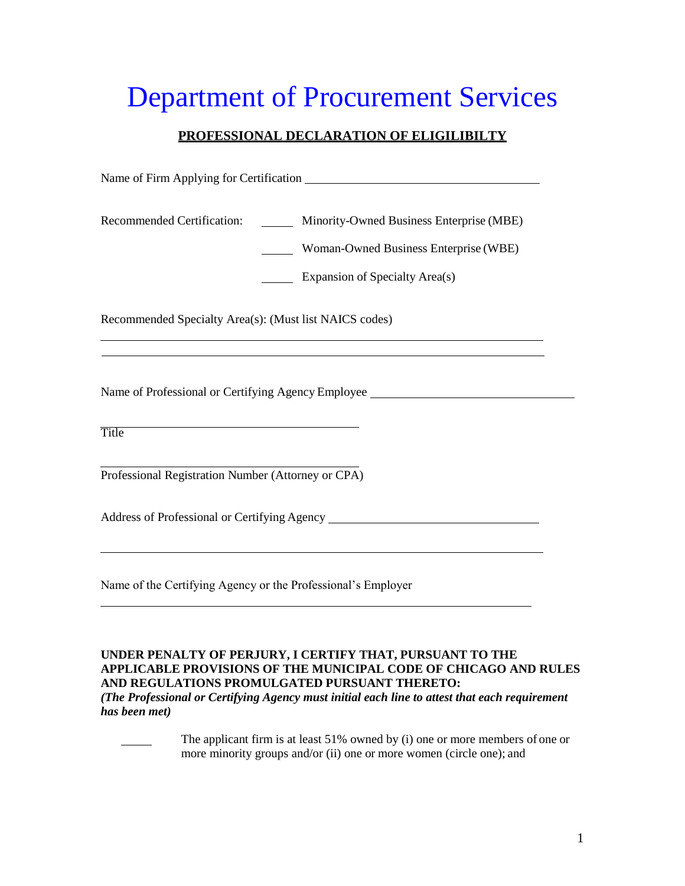# Department of Procurement Services

**PROFESSIONAL DECLARATION OF ELIGIBILTY**

Name of Firm Applying for Certification ______________________________

Recommended Certification: _____ Minority-Owned Business Enterprise (MBE)

_____ Woman-Owned Business Enterprise (WBE)

_____ Expansion of Specialty Area(s)

Recommended Specialty Area(s): (Must list NAICS codes)

______________________________________________________________

______________________________________________________________

Name of Professional or Certifying Agency Employee ______________________________

______________________________
Title

______________________________
Professional Registration Number (Attorney or CPA)

Address of Professional or Certifying Agency ______________________________

______________________________________________________________

Name of the Certifying Agency or the Professional's Employer

______________________________________________________________

**UNDER PENALTY OF PERJURY, I CERTIFY THAT, PURSUANT TO THE APPLICABLE PROVISIONS OF THE MUNICIPAL CODE OF CHICAGO AND RULES AND REGULATIONS PROMULGATED PURSUANT THERETO:**
***(The Professional or Certifying Agency must initial each line to attest that each requirement has been met)***

_____ The applicant firm is at least 51% owned by (i) one or more members of one or more minority groups and/or (ii) one or more women (circle one); and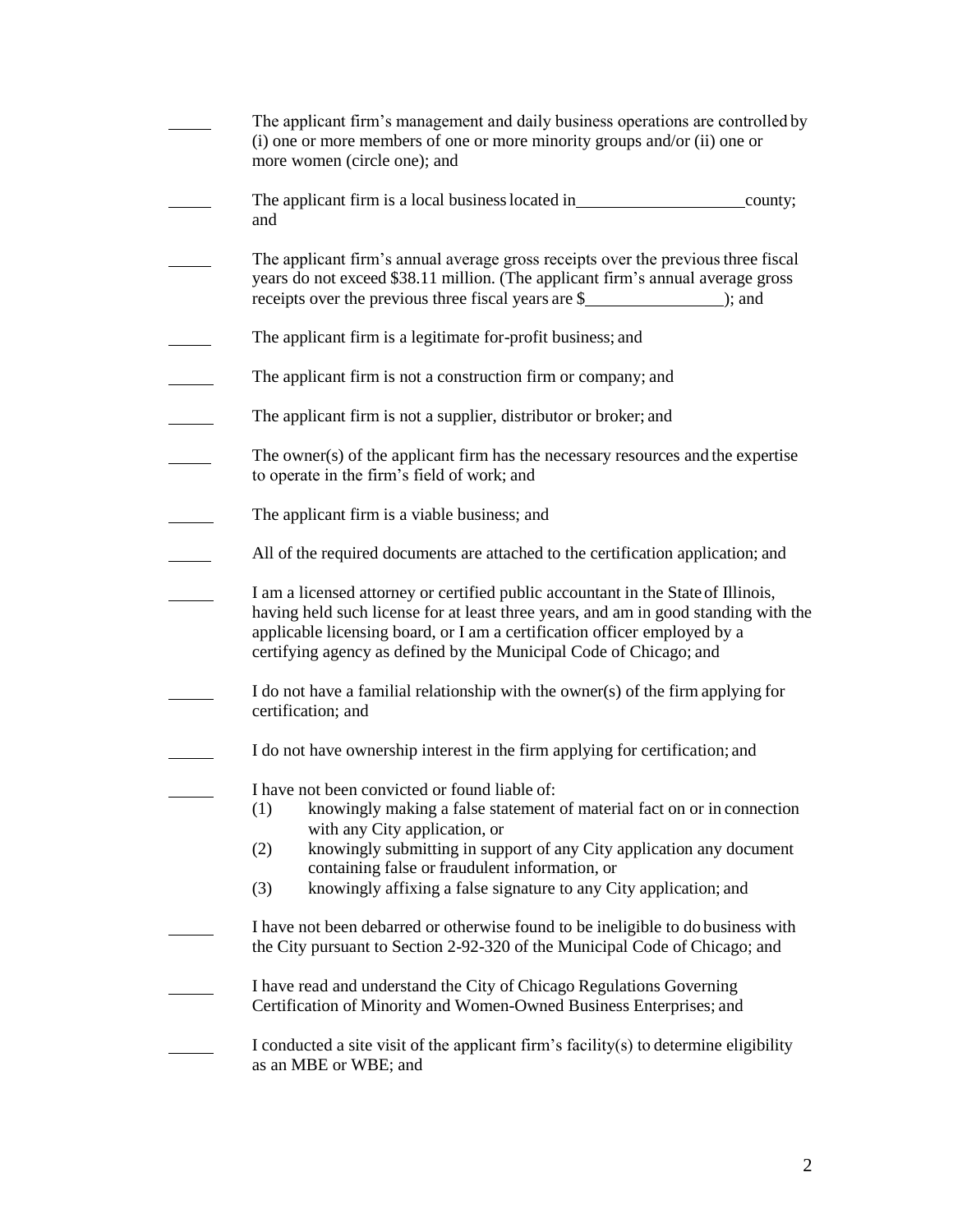\_\_\_\_\_ The applicant firm's management and daily business operations are controlled by (i) one or more members of one or more minority groups and/or (ii) one or more women (circle one); and

\_\_\_\_\_ The applicant firm is a local business located in \_\_\_\_\_\_\_\_\_\_\_\_\_\_\_\_\_\_\_\_ county; and

\_\_\_\_\_ The applicant firm's annual average gross receipts over the previous three fiscal years do not exceed $38.11 million. (The applicant firm's annual average gross receipts over the previous three fiscal years are $\_\_\_\_\_\_\_\_\_\_\_\_\_\_\_\_\_); and

\_\_\_\_\_ The applicant firm is a legitimate for-profit business; and

\_\_\_\_\_ The applicant firm is not a construction firm or company; and

\_\_\_\_\_ The applicant firm is not a supplier, distributor or broker; and

\_\_\_\_\_ The owner(s) of the applicant firm has the necessary resources and the expertise to operate in the firm's field of work; and

\_\_\_\_\_ The applicant firm is a viable business; and

\_\_\_\_\_ All of the required documents are attached to the certification application; and

\_\_\_\_\_ I am a licensed attorney or certified public accountant in the State of Illinois, having held such license for at least three years, and am in good standing with the applicable licensing board, or I am a certification officer employed by a certifying agency as defined by the Municipal Code of Chicago; and

\_\_\_\_\_ I do not have a familial relationship with the owner(s) of the firm applying for certification; and

\_\_\_\_\_ I do not have ownership interest in the firm applying for certification; and

\_\_\_\_\_ I have not been convicted or found liable of:

(1) knowingly making a false statement of material fact on or in connection with any City application, or
(2) knowingly submitting in support of any City application any document containing false or fraudulent information, or
(3) knowingly affixing a false signature to any City application; and

\_\_\_\_\_ I have not been debarred or otherwise found to be ineligible to do business with the City pursuant to Section 2-92-320 of the Municipal Code of Chicago; and

\_\_\_\_\_ I have read and understand the City of Chicago Regulations Governing Certification of Minority and Women-Owned Business Enterprises; and

\_\_\_\_\_ I conducted a site visit of the applicant firm's facility(s) to determine eligibility as an MBE or WBE; and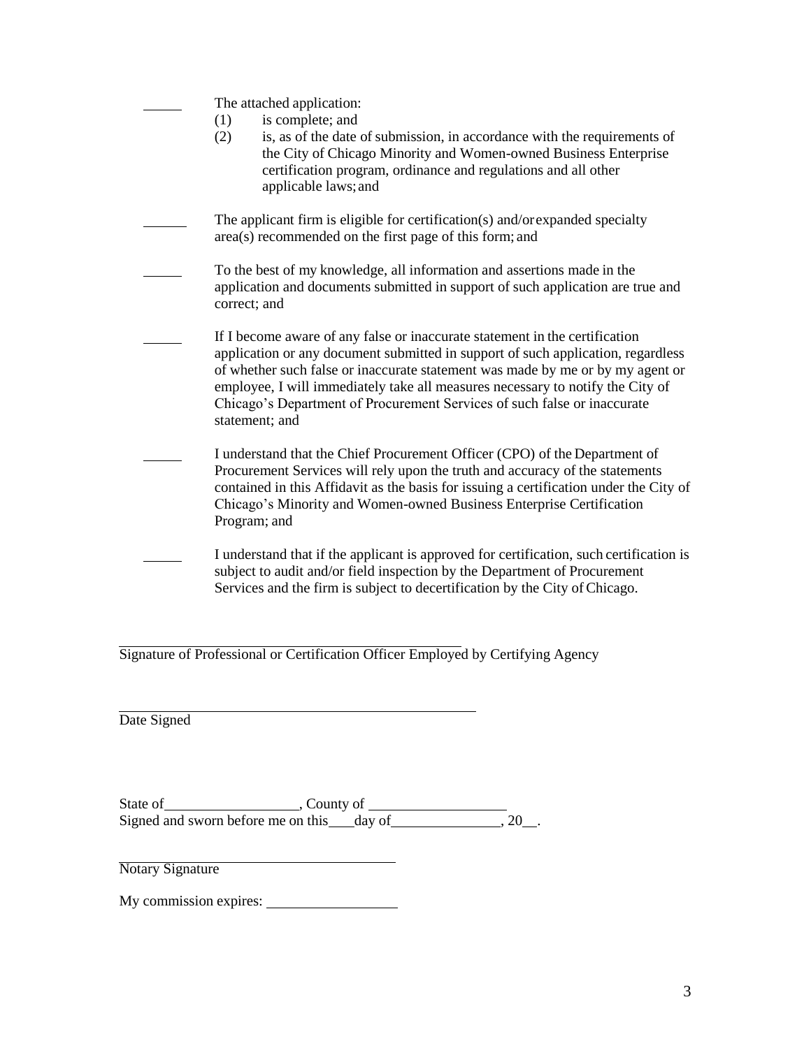_____ The attached application:

(1) is complete; and

(2) is, as of the date of submission, in accordance with the requirements of the City of Chicago Minority and Women-owned Business Enterprise certification program, ordinance and regulations and all other applicable laws; and

_____ The applicant firm is eligible for certification(s) and/or expanded specialty area(s) recommended on the first page of this form; and

_____ To the best of my knowledge, all information and assertions made in the application and documents submitted in support of such application are true and correct; and

_____ If I become aware of any false or inaccurate statement in the certification application or any document submitted in support of such application, regardless of whether such false or inaccurate statement was made by me or by my agent or employee, I will immediately take all measures necessary to notify the City of Chicago's Department of Procurement Services of such false or inaccurate statement; and

_____ I understand that the Chief Procurement Officer (CPO) of the Department of Procurement Services will rely upon the truth and accuracy of the statements contained in this Affidavit as the basis for issuing a certification under the City of Chicago's Minority and Women-owned Business Enterprise Certification Program; and

_____ I understand that if the applicant is approved for certification, such certification is subject to audit and/or field inspection by the Department of Procurement Services and the firm is subject to decertification by the City of Chicago.

______________________________________________

Signature of Professional or Certification Officer Employed by Certifying Agency

______________________________________________

Date Signed

State of__________________, County of __________________

Signed and sworn before me on this____day of_______________, 20__.

______________________________________

Notary Signature

My commission expires: __________________